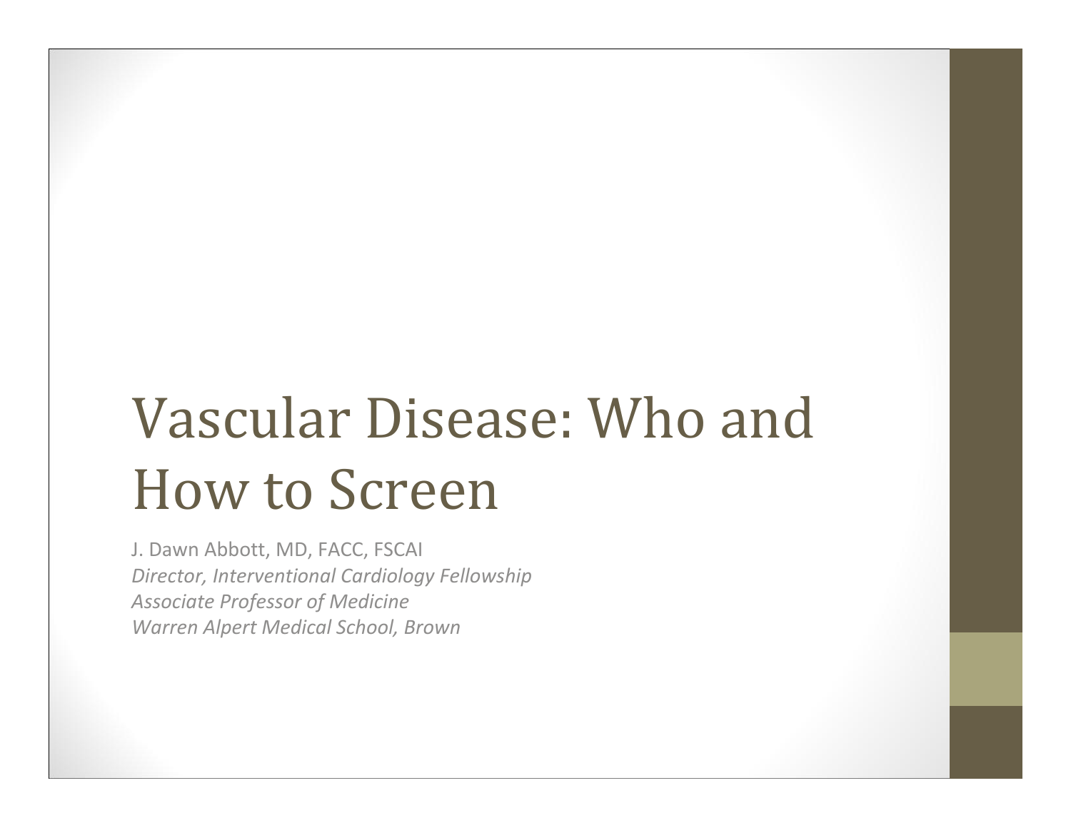# Vascular Disease: Who and How to Screen

J. Dawn Abbott, MD, FACC, FSCAI
*Director, Interventional Cardiology Fellowship*
*Associate Professor of Medicine*
*Warren Alpert Medical School, Brown*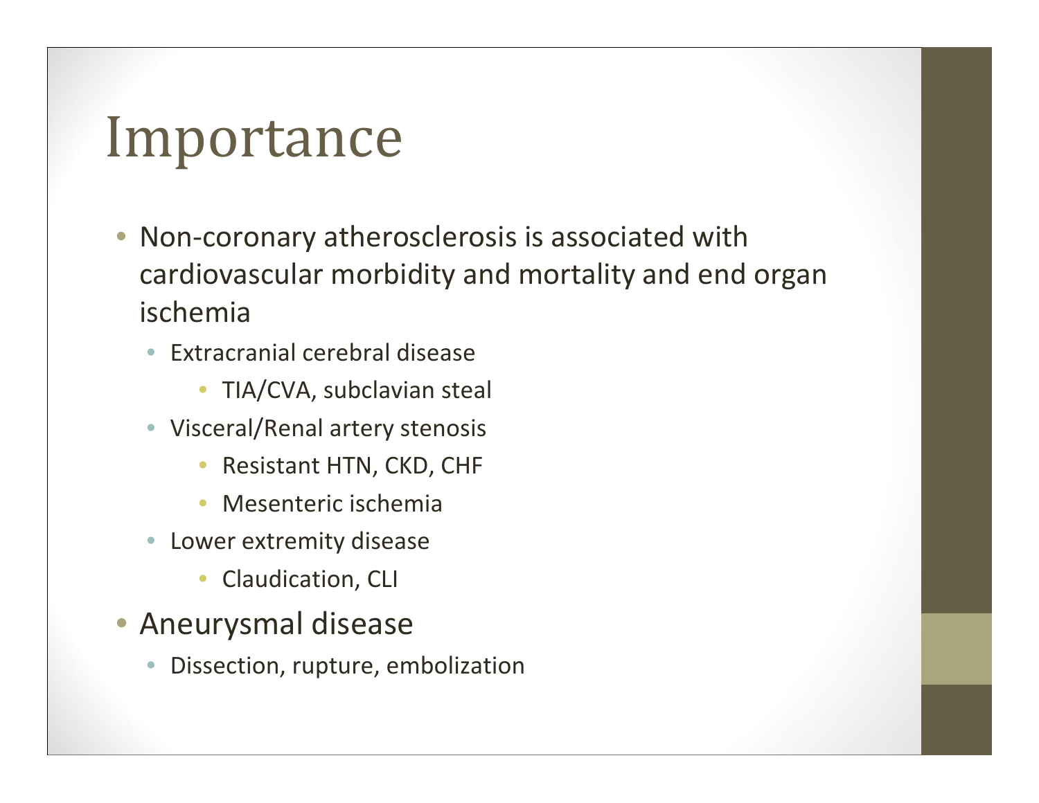# Importance

- Non-coronary atherosclerosis is associated with cardiovascular morbidity and mortality and end organ ischemia
  - Extracranial cerebral disease
    - TIA/CVA, subclavian steal
  - Visceral/Renal artery stenosis
    - Resistant HTN, CKD, CHF
    - Mesenteric ischemia
  - Lower extremity disease
    - Claudication, CLI
- Aneurysmal disease
  - Dissection, rupture, embolization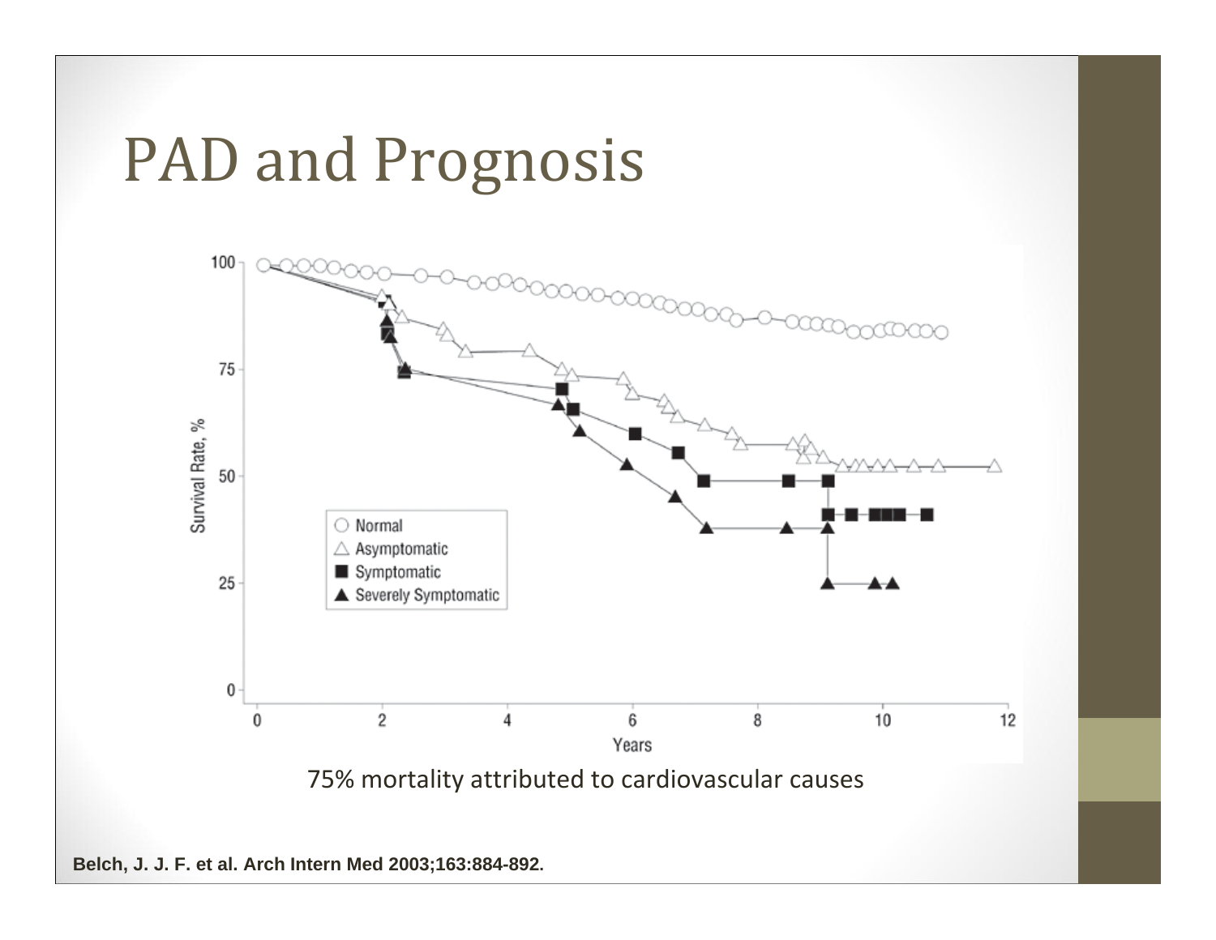# PAD and Prognosis

75% mortality attributed to cardiovascular causes

Belch, J. J. F. et al. Arch Intern Med 2003;163:884-892.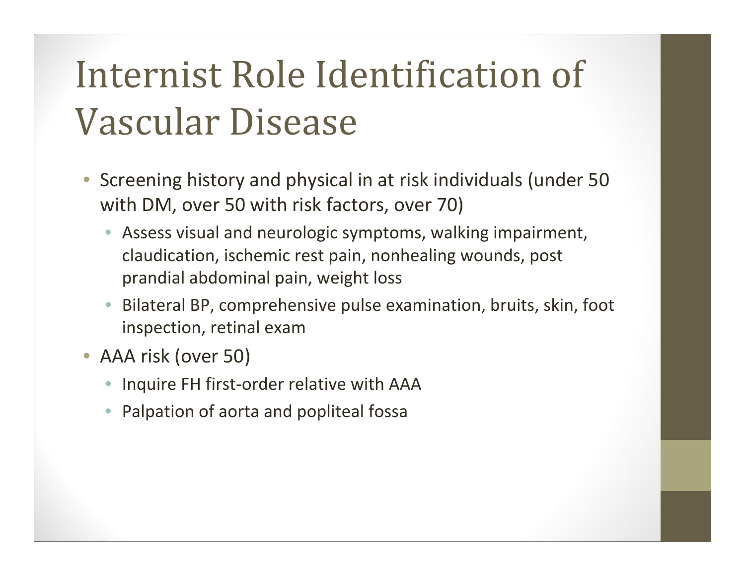# Internist Role Identification of Vascular Disease

- Screening history and physical in at risk individuals (under 50 with DM, over 50 with risk factors, over 70)
  - Assess visual and neurologic symptoms, walking impairment, claudication, ischemic rest pain, nonhealing wounds, post prandial abdominal pain, weight loss
  - Bilateral BP, comprehensive pulse examination, bruits, skin, foot inspection, retinal exam
- AAA risk (over 50)
  - Inquire FH first-order relative with AAA
  - Palpation of aorta and popliteal fossa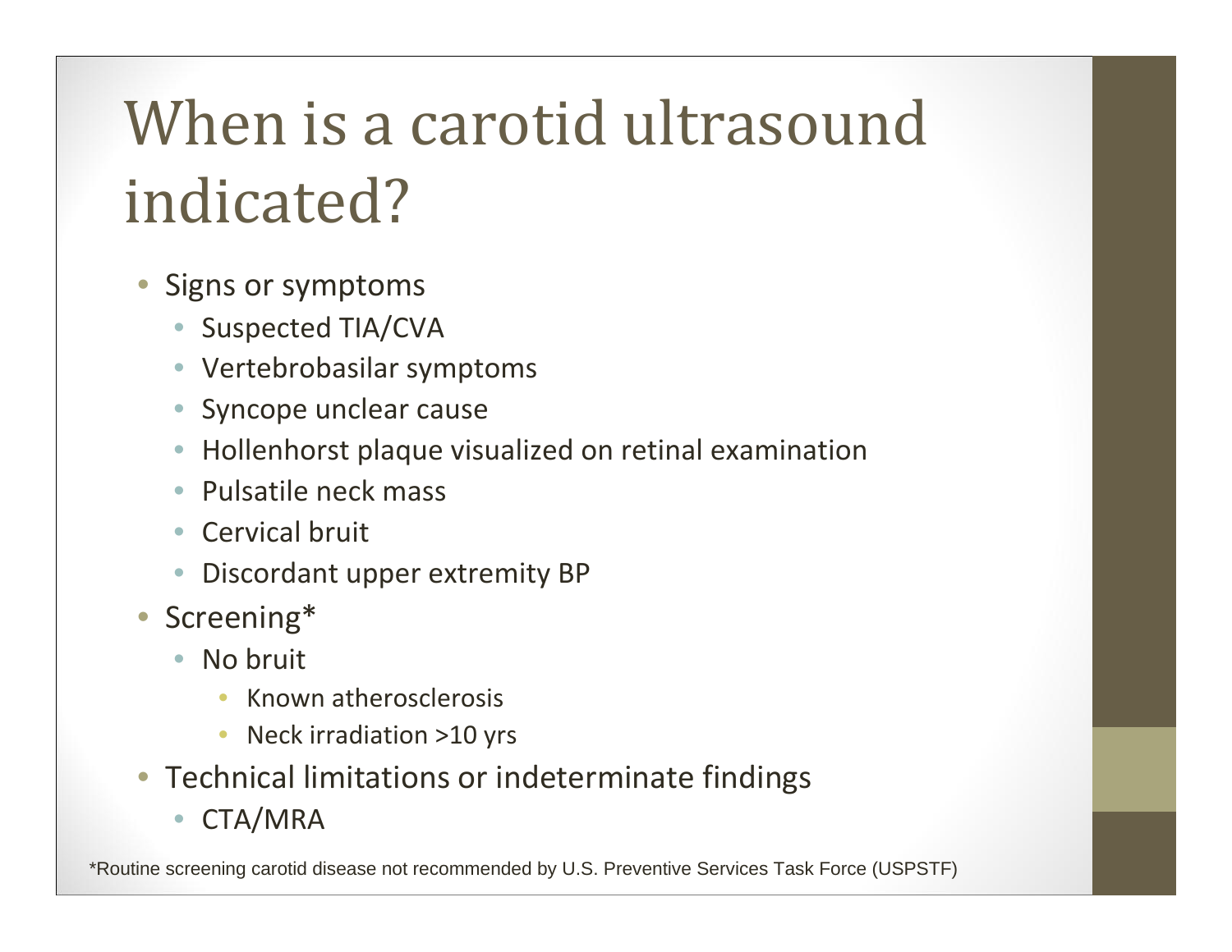# When is a carotid ultrasound indicated?

- Signs or symptoms
  - Suspected TIA/CVA
  - Vertebrobasilar symptoms
  - Syncope unclear cause
  - Hollenhorst plaque visualized on retinal examination
  - Pulsatile neck mass
  - Cervical bruit
  - Discordant upper extremity BP
- Screening*
  - No bruit
    - Known atherosclerosis
    - Neck irradiation >10 yrs
- Technical limitations or indeterminate findings
  - CTA/MRA

*Routine screening carotid disease not recommended by U.S. Preventive Services Task Force (USPSTF)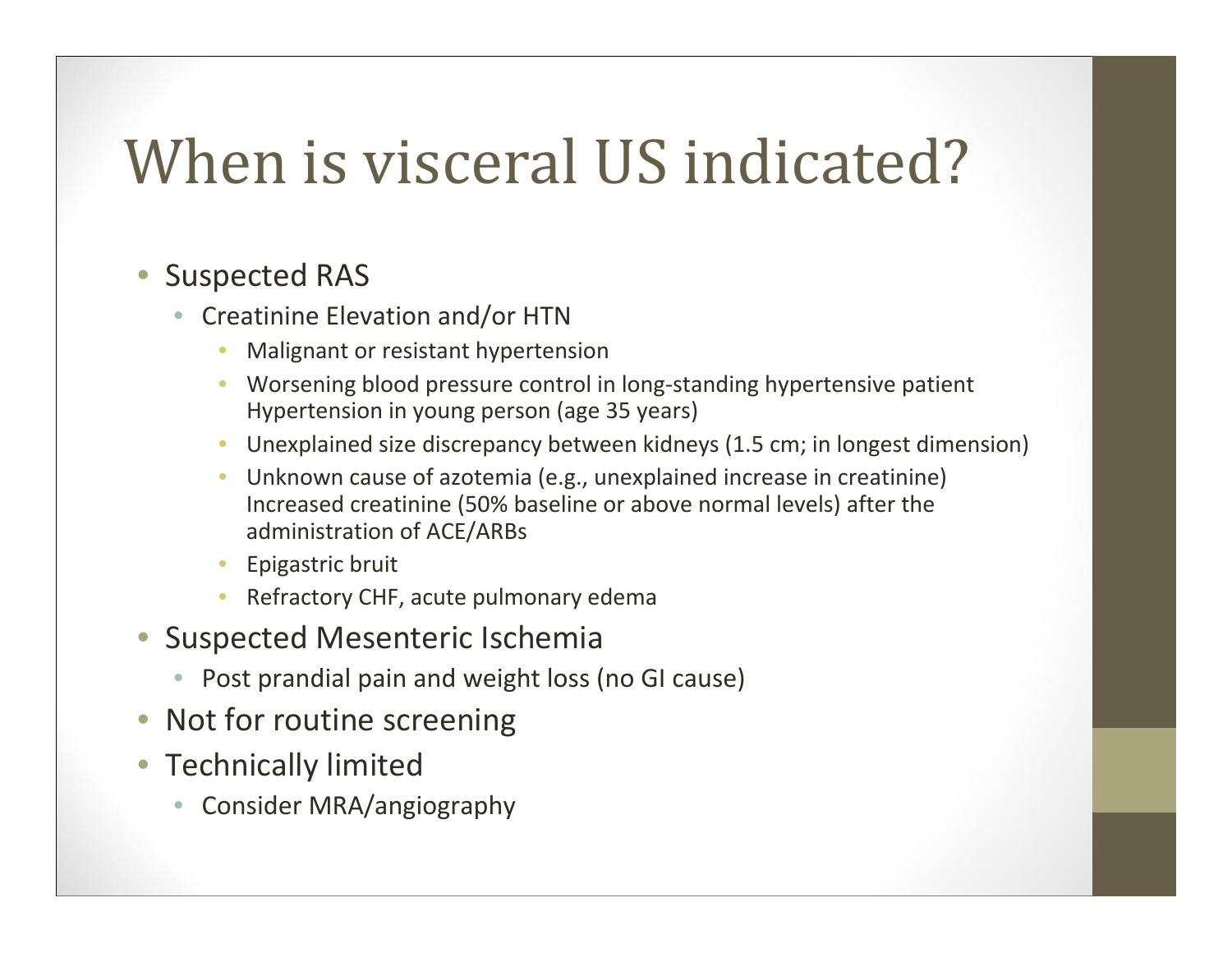# When is visceral US indicated?

- Suspected RAS
  - Creatinine Elevation and/or HTN
    - Malignant or resistant hypertension
    - Worsening blood pressure control in long-standing hypertensive patient Hypertension in young person (age 35 years)
    - Unexplained size discrepancy between kidneys (1.5 cm; in longest dimension)
    - Unknown cause of azotemia (e.g., unexplained increase in creatinine) Increased creatinine (50% baseline or above normal levels) after the administration of ACE/ARBs
    - Epigastric bruit
    - Refractory CHF, acute pulmonary edema
- Suspected Mesenteric Ischemia
  - Post prandial pain and weight loss (no GI cause)
- Not for routine screening
- Technically limited
  - Consider MRA/angiography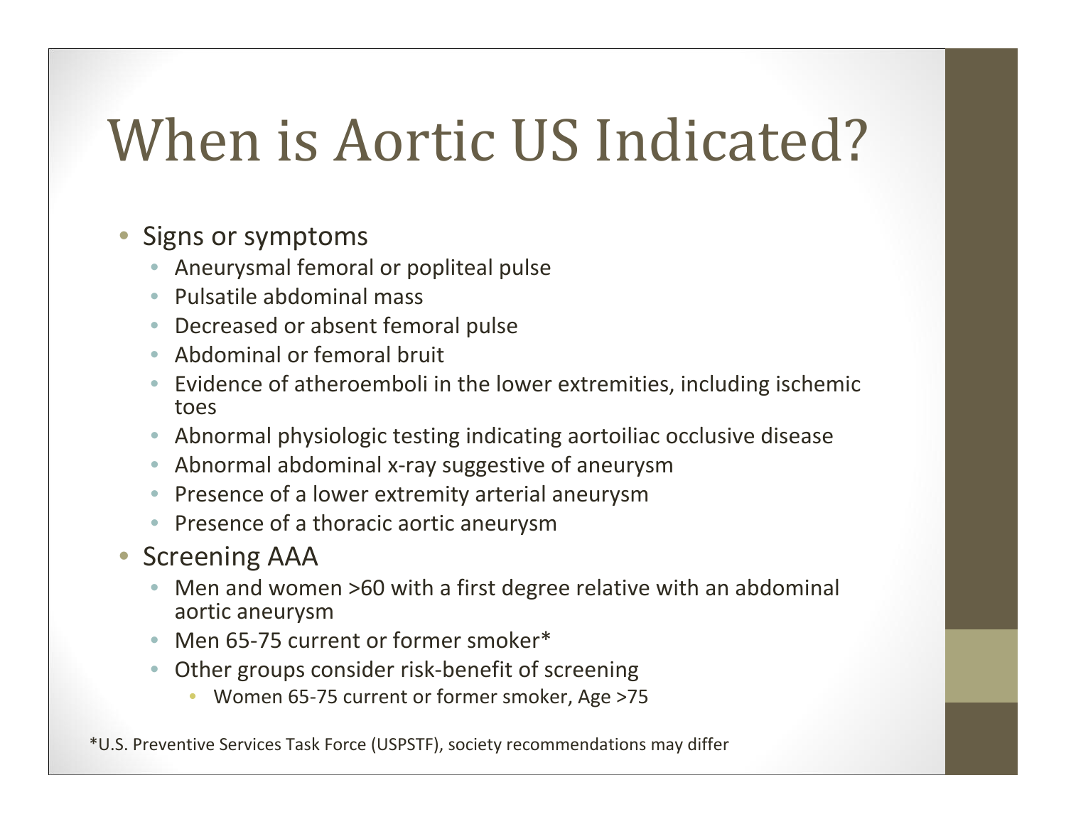# When is Aortic US Indicated?

- Signs or symptoms
  - Aneurysmal femoral or popliteal pulse
  - Pulsatile abdominal mass
  - Decreased or absent femoral pulse
  - Abdominal or femoral bruit
  - Evidence of atheroemboli in the lower extremities, including ischemic toes
  - Abnormal physiologic testing indicating aortoiliac occlusive disease
  - Abnormal abdominal x-ray suggestive of aneurysm
  - Presence of a lower extremity arterial aneurysm
  - Presence of a thoracic aortic aneurysm
- Screening AAA
  - Men and women >60 with a first degree relative with an abdominal aortic aneurysm
  - Men 65-75 current or former smoker*
  - Other groups consider risk-benefit of screening
    - Women 65-75 current or former smoker, Age >75

*U.S. Preventive Services Task Force (USPSTF), society recommendations may differ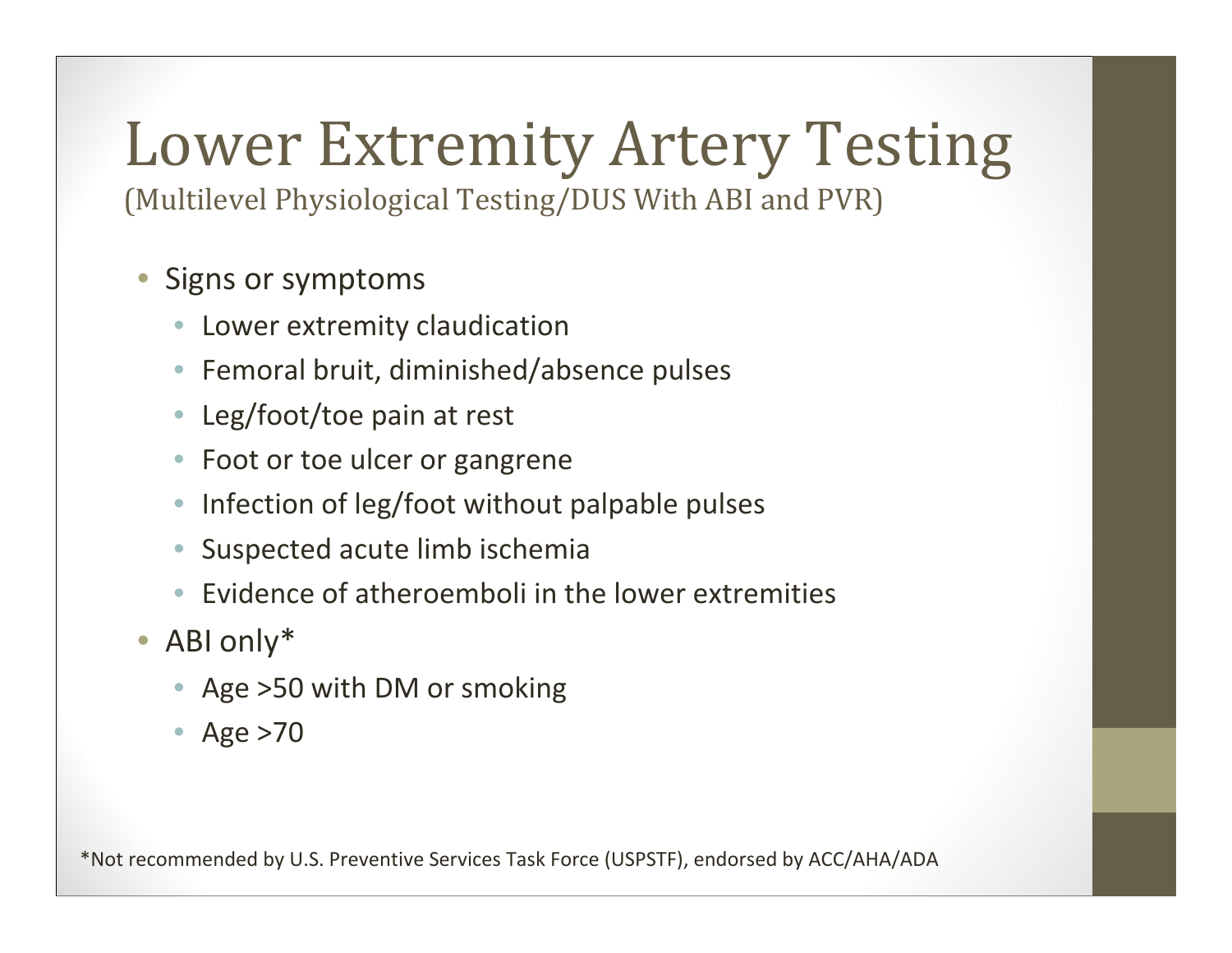# Lower Extremity Artery Testing

(Multilevel Physiological Testing/DUS With ABI and PVR)

- Signs or symptoms
  - Lower extremity claudication
  - Femoral bruit, diminished/absence pulses
  - Leg/foot/toe pain at rest
  - Foot or toe ulcer or gangrene
  - Infection of leg/foot without palpable pulses
  - Suspected acute limb ischemia
  - Evidence of atheroemboli in the lower extremities
- ABI only*
  - Age >50 with DM or smoking
  - Age >70

*Not recommended by U.S. Preventive Services Task Force (USPSTF), endorsed by ACC/AHA/ADA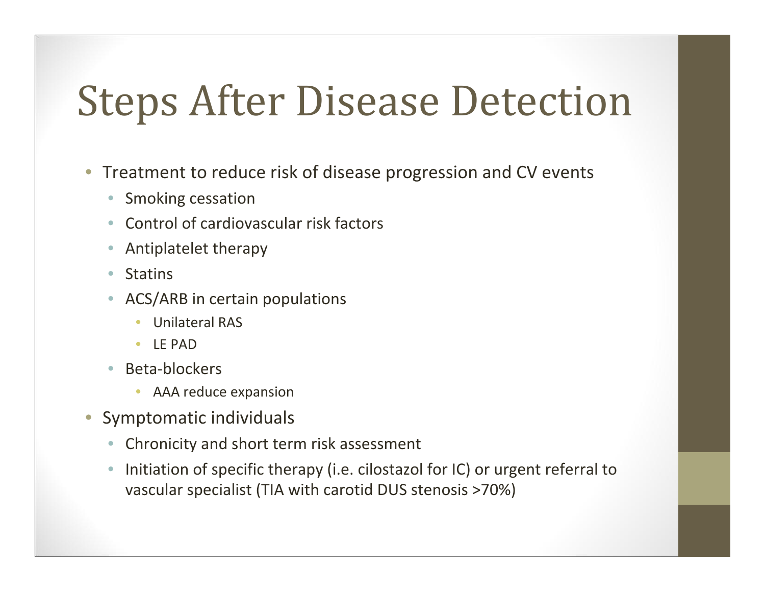# Steps After Disease Detection

- Treatment to reduce risk of disease progression and CV events
  - Smoking cessation
  - Control of cardiovascular risk factors
  - Antiplatelet therapy
  - Statins
  - ACS/ARB in certain populations
    - Unilateral RAS
    - LE PAD
  - Beta-blockers
    - AAA reduce expansion
- Symptomatic individuals
  - Chronicity and short term risk assessment
  - Initiation of specific therapy (i.e. cilostazol for IC) or urgent referral to vascular specialist (TIA with carotid DUS stenosis >70%)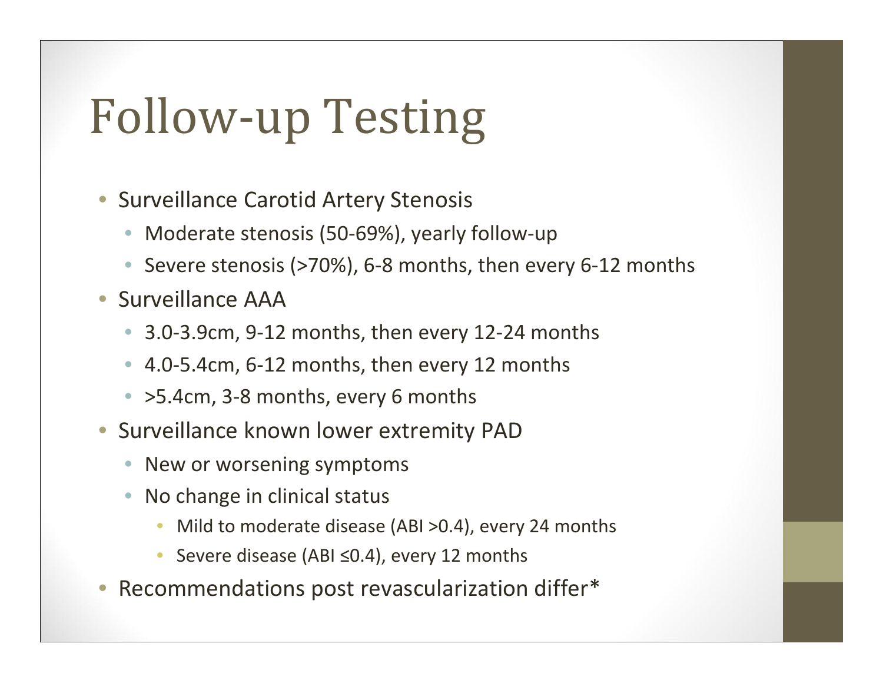# Follow-up Testing

- Surveillance Carotid Artery Stenosis
  - Moderate stenosis (50-69%), yearly follow-up
  - Severe stenosis (>70%), 6-8 months, then every 6-12 months
- Surveillance AAA
  - 3.0-3.9cm, 9-12 months, then every 12-24 months
  - 4.0-5.4cm, 6-12 months, then every 12 months
  - >5.4cm, 3-8 months, every 6 months
- Surveillance known lower extremity PAD
  - New or worsening symptoms
  - No change in clinical status
    - Mild to moderate disease (ABI >0.4), every 24 months
    - Severe disease (ABI ≤0.4), every 12 months
- Recommendations post revascularization differ*